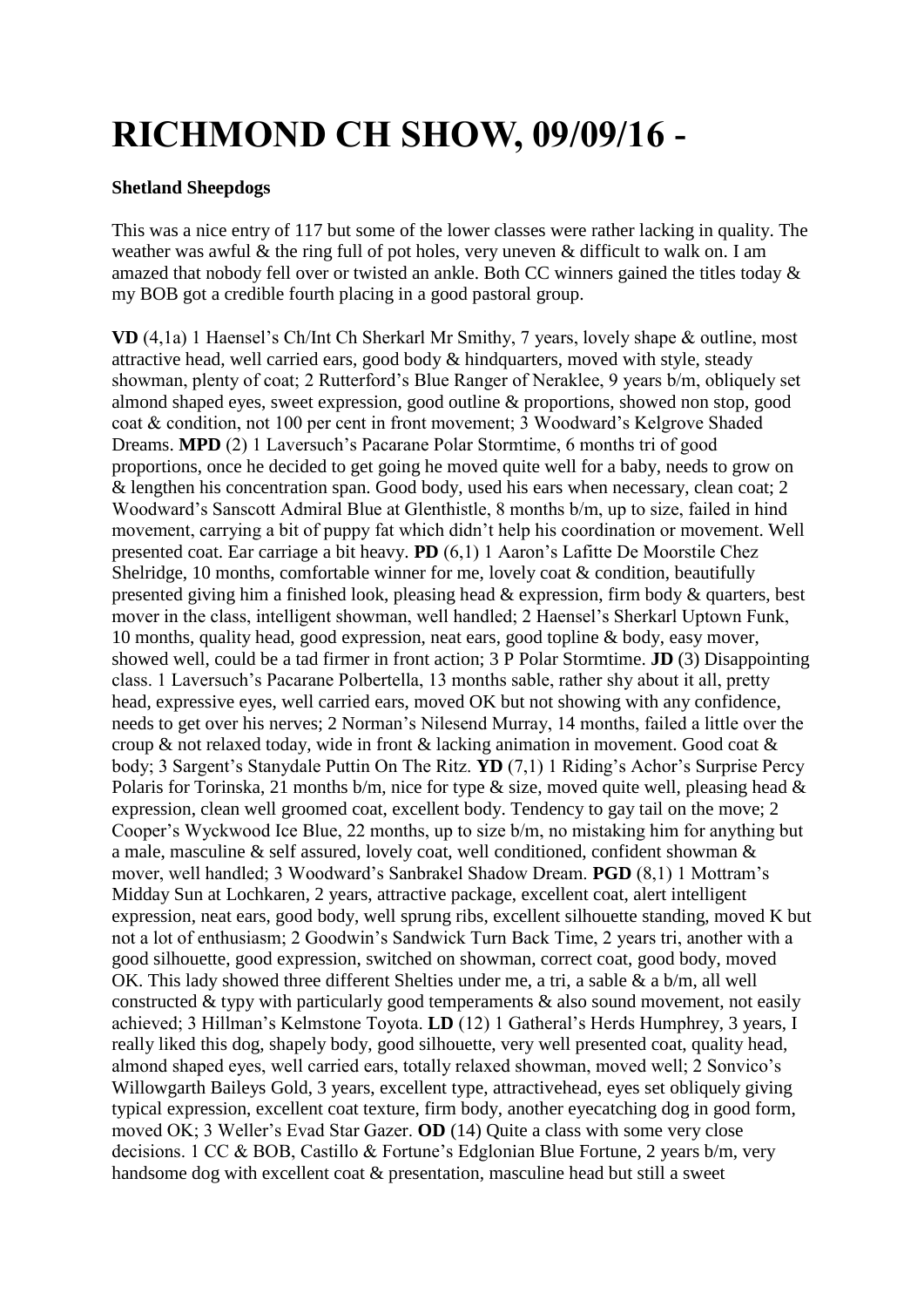# RICHMOND CH SHOW, 09/09/16 -

**Shetland Sheepdogs**

This was a nice entry of 117 but some of the lower classes were rather lacking in quality. The weather was awful & the ring full of pot holes, very uneven & difficult to walk on. I am amazed that nobody fell over or twisted an ankle. Both CC winners gained the titles today & my BOB got a credible fourth placing in a good pastoral group.

**VD** (4,1a) 1 Haensel's Ch/Int Ch Sherkarl Mr Smithy, 7 years, lovely shape & outline, most attractive head, well carried ears, good body & hindquarters, moved with style, steady showman, plenty of coat; 2 Rutterford's Blue Ranger of Neraklee, 9 years b/m, obliquely set almond shaped eyes, sweet expression, good outline & proportions, showed non stop, good coat & condition, not 100 per cent in front movement; 3 Woodward's Kelgrove Shaded Dreams. **MPD** (2) 1 Laversuch's Pacarane Polar Stormtime, 6 months tri of good proportions, once he decided to get going he moved quite well for a baby, needs to grow on & lengthen his concentration span. Good body, used his ears when necessary, clean coat; 2 Woodward's Sanscott Admiral Blue at Glenthistle, 8 months b/m, up to size, failed in hind movement, carrying a bit of puppy fat which didn't help his coordination or movement. Well presented coat. Ear carriage a bit heavy. **PD** (6,1) 1 Aaron's Lafitte De Moorstile Chez Shelridge, 10 months, comfortable winner for me, lovely coat & condition, beautifully presented giving him a finished look, pleasing head & expression, firm body & quarters, best mover in the class, intelligent showman, well handled; 2 Haensel's Sherkarl Uptown Funk, 10 months, quality head, good expression, neat ears, good topline & body, easy mover, showed well, could be a tad firmer in front action; 3 P Polar Stormtime. **JD** (3) Disappointing class. 1 Laversuch's Pacarane Polbertella, 13 months sable, rather shy about it all, pretty head, expressive eyes, well carried ears, moved OK but not showing with any confidence, needs to get over his nerves; 2 Norman's Nilesend Murray, 14 months, failed a little over the croup & not relaxed today, wide in front & lacking animation in movement. Good coat & body; 3 Sargent's Stanydale Puttin On The Ritz. **YD** (7,1) 1 Riding's Achor's Surprise Percy Polaris for Torinska, 21 months b/m, nice for type & size, moved quite well, pleasing head & expression, clean well groomed coat, excellent body. Tendency to gay tail on the move; 2 Cooper's Wyckwood Ice Blue, 22 months, up to size b/m, no mistaking him for anything but a male, masculine & self assured, lovely coat, well conditioned, confident showman & mover, well handled; 3 Woodward's Sanbrakel Shadow Dream. **PGD** (8,1) 1 Mottram's Midday Sun at Lochkaren, 2 years, attractive package, excellent coat, alert intelligent expression, neat ears, good body, well sprung ribs, excellent silhouette standing, moved K but not a lot of enthusiasm; 2 Goodwin's Sandwick Turn Back Time, 2 years tri, another with a good silhouette, good expression, switched on showman, correct coat, good body, moved OK. This lady showed three different Shelties under me, a tri, a sable & a b/m, all well constructed & typy with particularly good temperaments & also sound movement, not easily achieved; 3 Hillman's Kelmstone Toyota. **LD** (12) 1 Gatheral's Herds Humphrey, 3 years, I really liked this dog, shapely body, good silhouette, very well presented coat, quality head, almond shaped eyes, well carried ears, totally relaxed showman, moved well; 2 Sonvico's Willowgarth Baileys Gold, 3 years, excellent type, attractivehead, eyes set obliquely giving typical expression, excellent coat texture, firm body, another eyecatching dog in good form, moved OK; 3 Weller's Evad Star Gazer. **OD** (14) Quite a class with some very close decisions. 1 CC & BOB, Castillo & Fortune's Edglonian Blue Fortune, 2 years b/m, very handsome dog with excellent coat & presentation, masculine head but still a sweet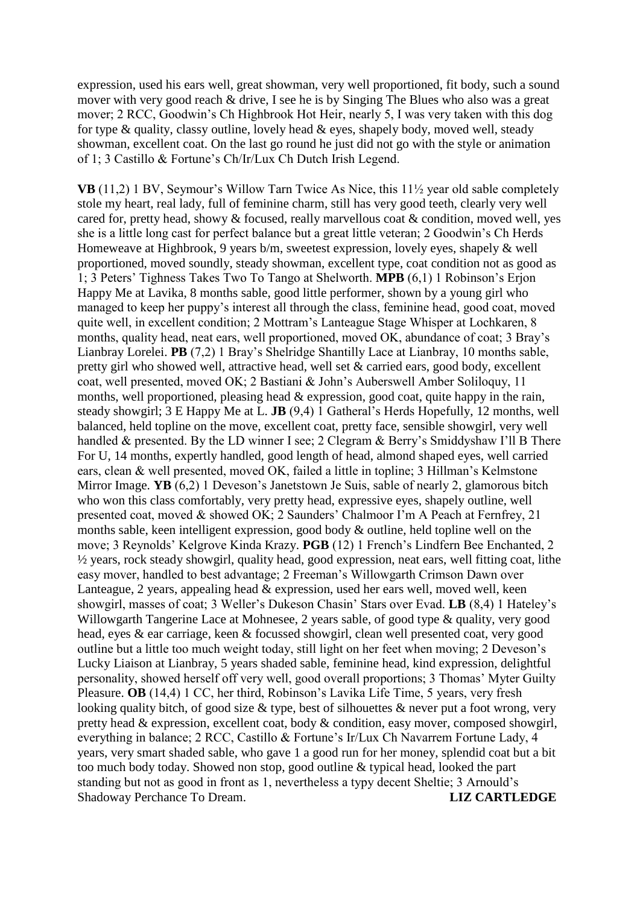expression, used his ears well, great showman, very well proportioned, fit body, such a sound mover with very good reach & drive, I see he is by Singing The Blues who also was a great mover; 2 RCC, Goodwin's Ch Highbrook Hot Heir, nearly 5, I was very taken with this dog for type & quality, classy outline, lovely head & eyes, shapely body, moved well, steady showman, excellent coat. On the last go round he just did not go with the style or animation of 1; 3 Castillo & Fortune's Ch/Ir/Lux Ch Dutch Irish Legend.

**VB** (11,2) 1 BV, Seymour's Willow Tarn Twice As Nice, this 11½ year old sable completely stole my heart, real lady, full of feminine charm, still has very good teeth, clearly very well cared for, pretty head, showy & focused, really marvellous coat & condition, moved well, yes she is a little long cast for perfect balance but a great little veteran; 2 Goodwin's Ch Herds Homeweave at Highbrook, 9 years b/m, sweetest expression, lovely eyes, shapely & well proportioned, moved soundly, steady showman, excellent type, coat condition not as good as 1; 3 Peters' Tighness Takes Two To Tango at Shelworth. **MPB** (6,1) 1 Robinson's Erjon Happy Me at Lavika, 8 months sable, good little performer, shown by a young girl who managed to keep her puppy's interest all through the class, feminine head, good coat, moved quite well, in excellent condition; 2 Mottram's Lanteague Stage Whisper at Lochkaren, 8 months, quality head, neat ears, well proportioned, moved OK, abundance of coat; 3 Bray's Lianbray Lorelei. **PB** (7,2) 1 Bray's Shelridge Shantilly Lace at Lianbray, 10 months sable, pretty girl who showed well, attractive head, well set & carried ears, good body, excellent coat, well presented, moved OK; 2 Bastiani & John's Auberswell Amber Soliloquy, 11 months, well proportioned, pleasing head & expression, good coat, quite happy in the rain, steady showgirl; 3 E Happy Me at L. **JB** (9,4) 1 Gatheral's Herds Hopefully, 12 months, well balanced, held topline on the move, excellent coat, pretty face, sensible showgirl, very well handled & presented. By the LD winner I see; 2 Clegram & Berry's Smiddyshaw I'll B There For U, 14 months, expertly handled, good length of head, almond shaped eyes, well carried ears, clean & well presented, moved OK, failed a little in topline; 3 Hillman's Kelmstone Mirror Image. **YB** (6,2) 1 Deveson's Janetstown Je Suis, sable of nearly 2, glamorous bitch who won this class comfortably, very pretty head, expressive eyes, shapely outline, well presented coat, moved & showed OK; 2 Saunders' Chalmoor I'm A Peach at Fernfrey, 21 months sable, keen intelligent expression, good body & outline, held topline well on the move; 3 Reynolds' Kelgrove Kinda Krazy. **PGB** (12) 1 French's Lindfern Bee Enchanted, 2 ½ years, rock steady showgirl, quality head, good expression, neat ears, well fitting coat, lithe easy mover, handled to best advantage; 2 Freeman's Willowgarth Crimson Dawn over Lanteague, 2 years, appealing head & expression, used her ears well, moved well, keen showgirl, masses of coat; 3 Weller's Dukeson Chasin' Stars over Evad. **LB** (8,4) 1 Hateley's Willowgarth Tangerine Lace at Mohnesee, 2 years sable, of good type & quality, very good head, eyes & ear carriage, keen & focussed showgirl, clean well presented coat, very good outline but a little too much weight today, still light on her feet when moving; 2 Deveson's Lucky Liaison at Lianbray, 5 years shaded sable, feminine head, kind expression, delightful personality, showed herself off very well, good overall proportions; 3 Thomas' Myter Guilty Pleasure. **OB** (14,4) 1 CC, her third, Robinson's Lavika Life Time, 5 years, very fresh looking quality bitch, of good size & type, best of silhouettes & never put a foot wrong, very pretty head & expression, excellent coat, body & condition, easy mover, composed showgirl, everything in balance; 2 RCC, Castillo & Fortune's Ir/Lux Ch Navarrem Fortune Lady, 4 years, very smart shaded sable, who gave 1 a good run for her money, splendid coat but a bit too much body today. Showed non stop, good outline & typical head, looked the part standing but not as good in front as 1, nevertheless a typy decent Sheltie; 3 Arnould's Shadoway Perchance To Dream. **LIZ CARTLEDGE**